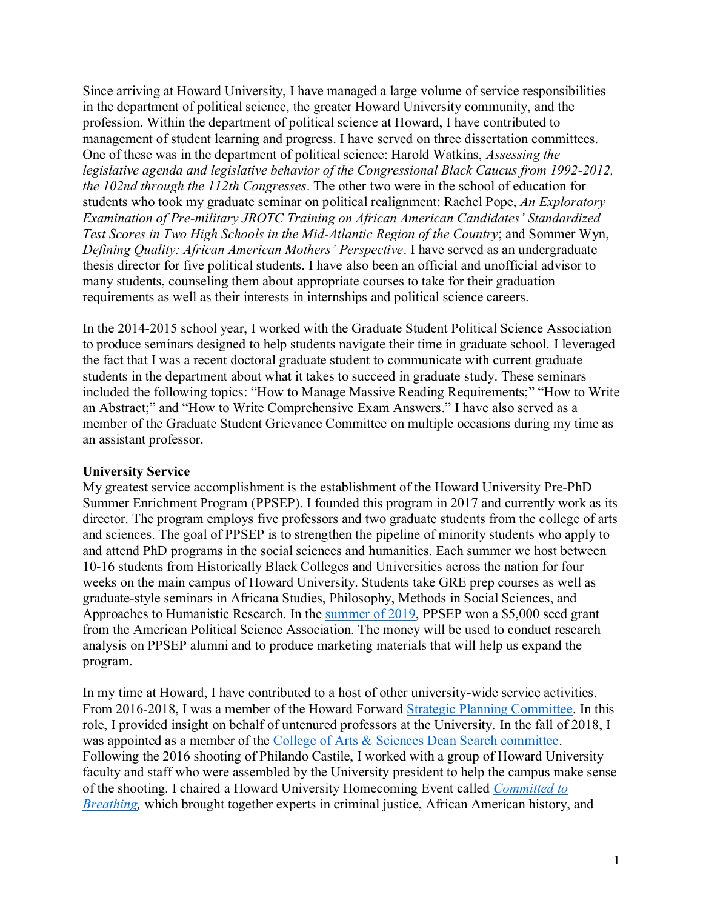Since arriving at Howard University, I have managed a large volume of service responsibilities in the department of political science, the greater Howard University community, and the profession. Within the department of political science at Howard, I have contributed to management of student learning and progress. I have served on three dissertation committees. One of these was in the department of political science: Harold Watkins, *Assessing the legislative agenda and legislative behavior of the Congressional Black Caucus from 1992-2012, the 102nd through the 112th Congresses*. The other two were in the school of education for students who took my graduate seminar on political realignment: Rachel Pope, *An Exploratory Examination of Pre-military JROTC Training on African American Candidates' Standardized Test Scores in Two High Schools in the Mid-Atlantic Region of the Country*; and Sommer Wyn, *Defining Quality: African American Mothers' Perspective*. I have served as an undergraduate thesis director for five political students. I have also been an official and unofficial advisor to many students, counseling them about appropriate courses to take for their graduation requirements as well as their interests in internships and political science careers.

In the 2014-2015 school year, I worked with the Graduate Student Political Science Association to produce seminars designed to help students navigate their time in graduate school. I leveraged the fact that I was a recent doctoral graduate student to communicate with current graduate students in the department about what it takes to succeed in graduate study. These seminars included the following topics: "How to Manage Massive Reading Requirements;" "How to Write an Abstract;" and "How to Write Comprehensive Exam Answers." I have also served as a member of the Graduate Student Grievance Committee on multiple occasions during my time as an assistant professor.

**University Service**

My greatest service accomplishment is the establishment of the Howard University Pre-PhD Summer Enrichment Program (PPSEP). I founded this program in 2017 and currently work as its director. The program employs five professors and two graduate students from the college of arts and sciences. The goal of PPSEP is to strengthen the pipeline of minority students who apply to and attend PhD programs in the social sciences and humanities. Each summer we host between 10-16 students from Historically Black Colleges and Universities across the nation for four weeks on the main campus of Howard University. Students take GRE prep courses as well as graduate-style seminars in Africana Studies, Philosophy, Methods in Social Sciences, and Approaches to Humanistic Research. In the summer of 2019, PPSEP won a $5,000 seed grant from the American Political Science Association. The money will be used to conduct research analysis on PPSEP alumni and to produce marketing materials that will help us expand the program.

In my time at Howard, I have contributed to a host of other university-wide service activities. From 2016-2018, I was a member of the Howard Forward Strategic Planning Committee. In this role, I provided insight on behalf of untenured professors at the University. In the fall of 2018, I was appointed as a member of the College of Arts & Sciences Dean Search committee. Following the 2016 shooting of Philando Castile, I worked with a group of Howard University faculty and staff who were assembled by the University president to help the campus make sense of the shooting. I chaired a Howard University Homecoming Event called *Committed to Breathing,* which brought together experts in criminal justice, African American history, and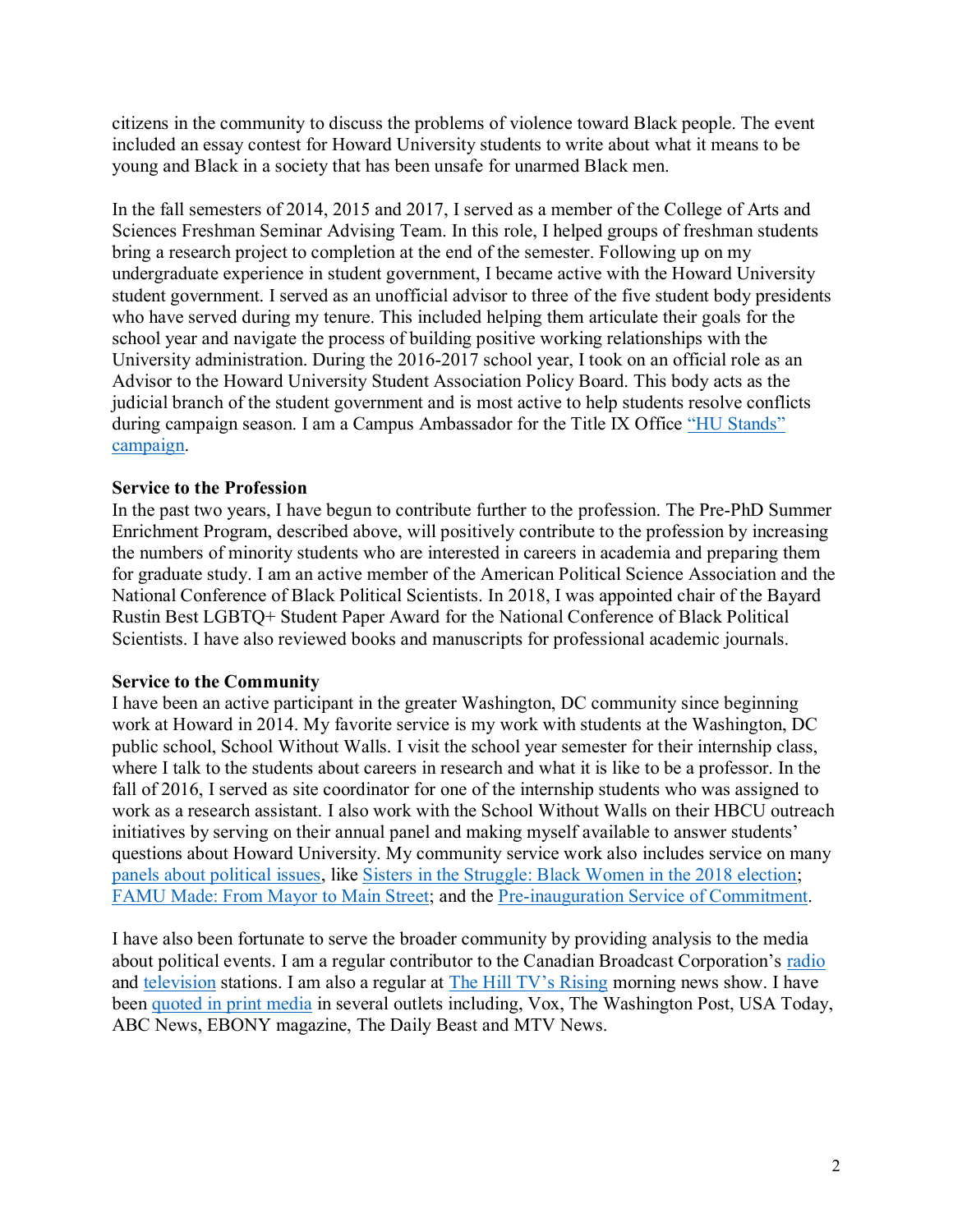citizens in the community to discuss the problems of violence toward Black people. The event included an essay contest for Howard University students to write about what it means to be young and Black in a society that has been unsafe for unarmed Black men.

In the fall semesters of 2014, 2015 and 2017, I served as a member of the College of Arts and Sciences Freshman Seminar Advising Team. In this role, I helped groups of freshman students bring a research project to completion at the end of the semester. Following up on my undergraduate experience in student government, I became active with the Howard University student government. I served as an unofficial advisor to three of the five student body presidents who have served during my tenure. This included helping them articulate their goals for the school year and navigate the process of building positive working relationships with the University administration. During the 2016-2017 school year, I took on an official role as an Advisor to the Howard University Student Association Policy Board. This body acts as the judicial branch of the student government and is most active to help students resolve conflicts during campaign season. I am a Campus Ambassador for the Title IX Office "HU Stands" campaign.

**Service to the Profession**
In the past two years, I have begun to contribute further to the profession. The Pre-PhD Summer Enrichment Program, described above, will positively contribute to the profession by increasing the numbers of minority students who are interested in careers in academia and preparing them for graduate study. I am an active member of the American Political Science Association and the National Conference of Black Political Scientists. In 2018, I was appointed chair of the Bayard Rustin Best LGBTQ+ Student Paper Award for the National Conference of Black Political Scientists. I have also reviewed books and manuscripts for professional academic journals.

**Service to the Community**
I have been an active participant in the greater Washington, DC community since beginning work at Howard in 2014. My favorite service is my work with students at the Washington, DC public school, School Without Walls. I visit the school year semester for their internship class, where I talk to the students about careers in research and what it is like to be a professor. In the fall of 2016, I served as site coordinator for one of the internship students who was assigned to work as a research assistant. I also work with the School Without Walls on their HBCU outreach initiatives by serving on their annual panel and making myself available to answer students' questions about Howard University. My community service work also includes service on many panels about political issues, like Sisters in the Struggle: Black Women in the 2018 election; FAMU Made: From Mayor to Main Street; and the Pre-inauguration Service of Commitment.

I have also been fortunate to serve the broader community by providing analysis to the media about political events. I am a regular contributor to the Canadian Broadcast Corporation's radio and television stations. I am also a regular at The Hill TV's Rising morning news show. I have been quoted in print media in several outlets including, Vox, The Washington Post, USA Today, ABC News, EBONY magazine, The Daily Beast and MTV News.